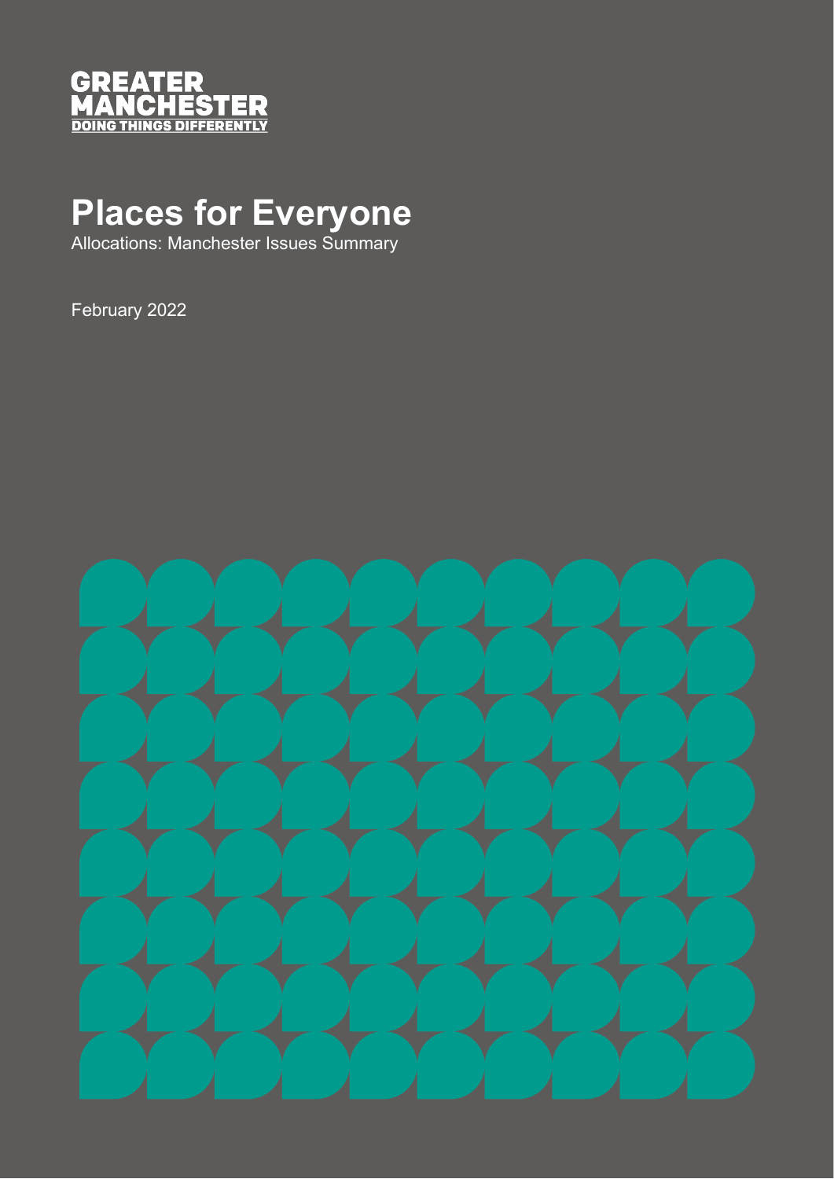GREATER MANCHESTER
DOING THINGS DIFFERENTLY

# Places for Everyone

Allocations: Manchester Issues Summary

February 2022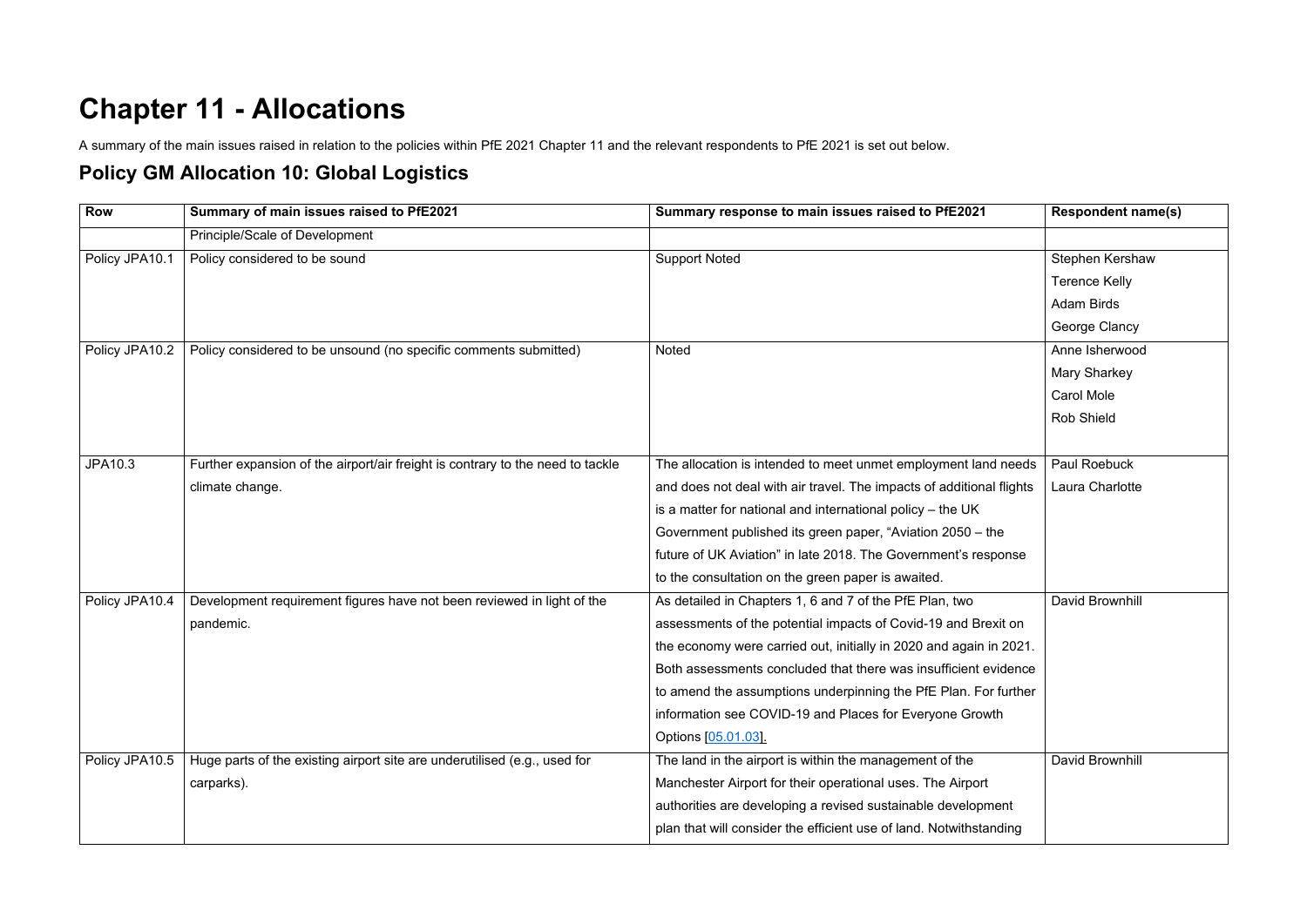# Chapter 11 - Allocations

A summary of the main issues raised in relation to the policies within PfE 2021 Chapter 11 and the relevant respondents to PfE 2021 is set out below.

## Policy GM Allocation 10: Global Logistics

| Row | Summary of main issues raised to PfE2021 | Summary response to main issues raised to PfE2021 | Respondent name(s) |
|---|---|---|---|
| | Principle/Scale of Development | | |
| Policy JPA10.1 | Policy considered to be sound | Support Noted | Stephen Kershaw<br>Terence Kelly<br>Adam Birds<br>George Clancy |
| Policy JPA10.2 | Policy considered to be unsound (no specific comments submitted) | Noted | Anne Isherwood<br>Mary Sharkey<br>Carol Mole<br>Rob Shield |
| JPA10.3 | Further expansion of the airport/air freight is contrary to the need to tackle climate change. | The allocation is intended to meet unmet employment land needs and does not deal with air travel. The impacts of additional flights is a matter for national and international policy – the UK Government published its green paper, "Aviation 2050 – the future of UK Aviation" in late 2018. The Government's response to the consultation on the green paper is awaited. | Paul Roebuck<br>Laura Charlotte |
| Policy JPA10.4 | Development requirement figures have not been reviewed in light of the pandemic. | As detailed in Chapters 1, 6 and 7 of the PfE Plan, two assessments of the potential impacts of Covid-19 and Brexit on the economy were carried out, initially in 2020 and again in 2021. Both assessments concluded that there was insufficient evidence to amend the assumptions underpinning the PfE Plan. For further information see COVID-19 and Places for Everyone Growth Options [05.01.03]. | David Brownhill |
| Policy JPA10.5 | Huge parts of the existing airport site are underutilised (e.g., used for carparks). | The land in the airport is within the management of the Manchester Airport for their operational uses. The Airport authorities are developing a revised sustainable development plan that will consider the efficient use of land. Notwithstanding | David Brownhill |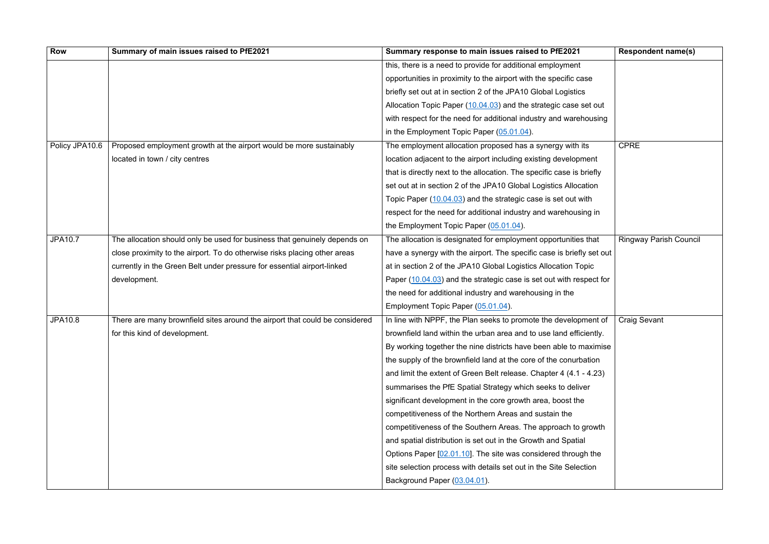| Row | Summary of main issues raised to PfE2021 | Summary response to main issues raised to PfE2021 | Respondent name(s) |
|---|---|---|---|
| | | this, there is a need to provide for additional employment opportunities in proximity to the airport with the specific case briefly set out at in section 2 of the JPA10 Global Logistics Allocation Topic Paper (10.04.03) and the strategic case set out with respect for the need for additional industry and warehousing in the Employment Topic Paper (05.01.04). | |
| Policy JPA10.6 | Proposed employment growth at the airport would be more sustainably located in town / city centres | The employment allocation proposed has a synergy with its location adjacent to the airport including existing development that is directly next to the allocation. The specific case is briefly set out at in section 2 of the JPA10 Global Logistics Allocation Topic Paper (10.04.03) and the strategic case is set out with respect for the need for additional industry and warehousing in the Employment Topic Paper (05.01.04). | CPRE |
| JPA10.7 | The allocation should only be used for business that genuinely depends on close proximity to the airport. To do otherwise risks placing other areas currently in the Green Belt under pressure for essential airport-linked development. | The allocation is designated for employment opportunities that have a synergy with the airport. The specific case is briefly set out at in section 2 of the JPA10 Global Logistics Allocation Topic Paper (10.04.03) and the strategic case is set out with respect for the need for additional industry and warehousing in the Employment Topic Paper (05.01.04). | Ringway Parish Council |
| JPA10.8 | There are many brownfield sites around the airport that could be considered for this kind of development. | In line with NPPF, the Plan seeks to promote the development of brownfield land within the urban area and to use land efficiently. By working together the nine districts have been able to maximise the supply of the brownfield land at the core of the conurbation and limit the extent of Green Belt release. Chapter 4 (4.1 - 4.23) summarises the PfE Spatial Strategy which seeks to deliver significant development in the core growth area, boost the competitiveness of the Northern Areas and sustain the competitiveness of the Southern Areas. The approach to growth and spatial distribution is set out in the Growth and Spatial Options Paper [02.01.10]. The site was considered through the site selection process with details set out in the Site Selection Background Paper (03.04.01). | Craig Sevant |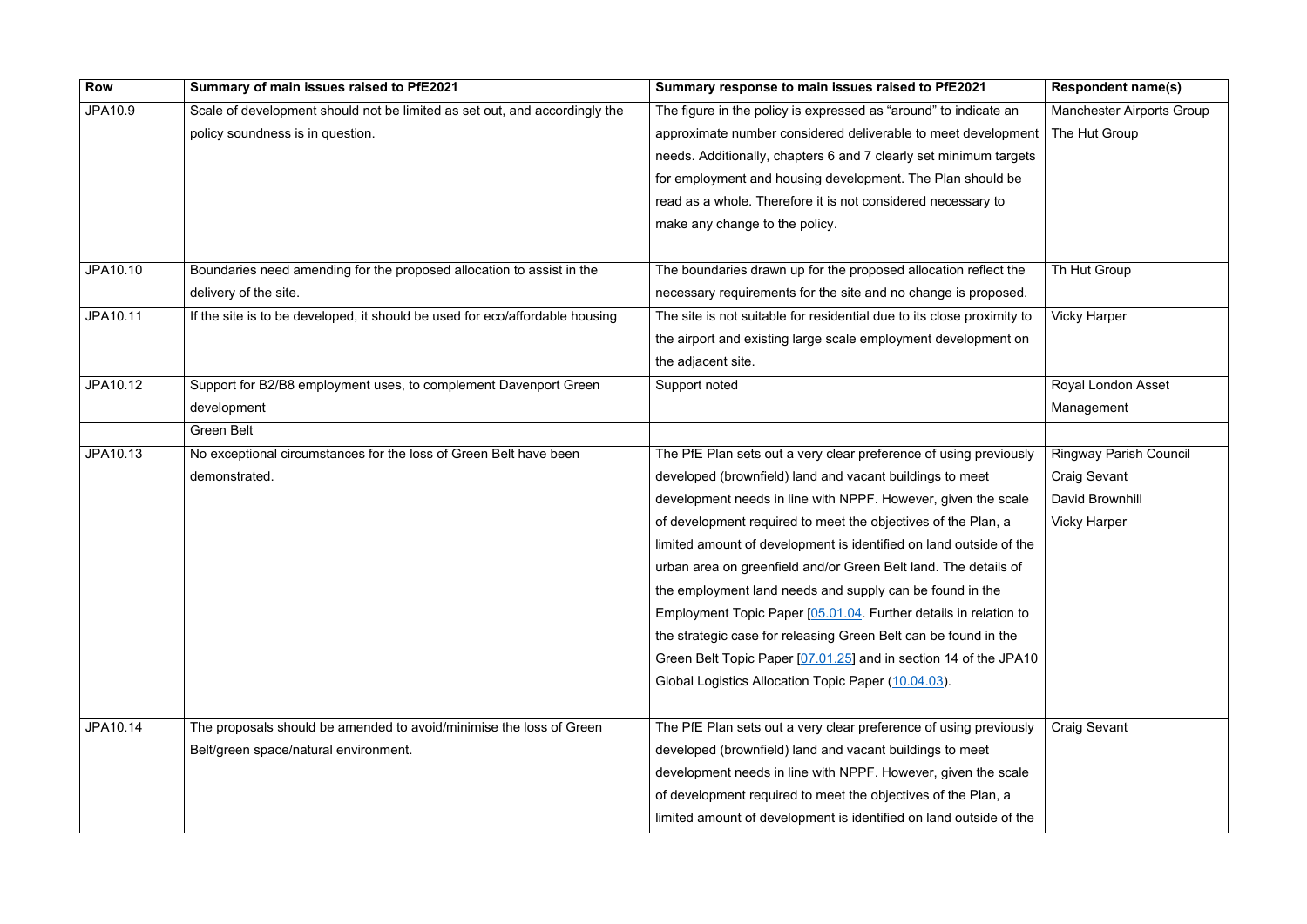| Row | Summary of main issues raised to PfE2021 | Summary response to main issues raised to PfE2021 | Respondent name(s) |
|---|---|---|---|
| JPA10.9 | Scale of development should not be limited as set out, and accordingly the policy soundness is in question. | The figure in the policy is expressed as "around" to indicate an approximate number considered deliverable to meet development needs. Additionally, chapters 6 and 7 clearly set minimum targets for employment and housing development. The Plan should be read as a whole. Therefore it is not considered necessary to make any change to the policy. | Manchester Airports Group<br>The Hut Group |
| JPA10.10 | Boundaries need amending for the proposed allocation to assist in the delivery of the site. | The boundaries drawn up for the proposed allocation reflect the necessary requirements for the site and no change is proposed. | Th Hut Group |
| JPA10.11 | If the site is to be developed, it should be used for eco/affordable housing | The site is not suitable for residential due to its close proximity to the airport and existing large scale employment development on the adjacent site. | Vicky Harper |
| JPA10.12 | Support for B2/B8 employment uses, to complement Davenport Green development | Support noted | Royal London Asset Management |
| | Green Belt | | |
| JPA10.13 | No exceptional circumstances for the loss of Green Belt have been demonstrated. | The PfE Plan sets out a very clear preference of using previously developed (brownfield) land and vacant buildings to meet development needs in line with NPPF. However, given the scale of development required to meet the objectives of the Plan, a limited amount of development is identified on land outside of the urban area on greenfield and/or Green Belt land. The details of the employment land needs and supply can be found in the Employment Topic Paper [05.01.04. Further details in relation to the strategic case for releasing Green Belt can be found in the Green Belt Topic Paper [07.01.25] and in section 14 of the JPA10 Global Logistics Allocation Topic Paper (10.04.03). | Ringway Parish Council<br>Craig Sevant<br>David Brownhill<br>Vicky Harper |
| JPA10.14 | The proposals should be amended to avoid/minimise the loss of Green Belt/green space/natural environment. | The PfE Plan sets out a very clear preference of using previously developed (brownfield) land and vacant buildings to meet development needs in line with NPPF. However, given the scale of development required to meet the objectives of the Plan, a limited amount of development is identified on land outside of the | Craig Sevant |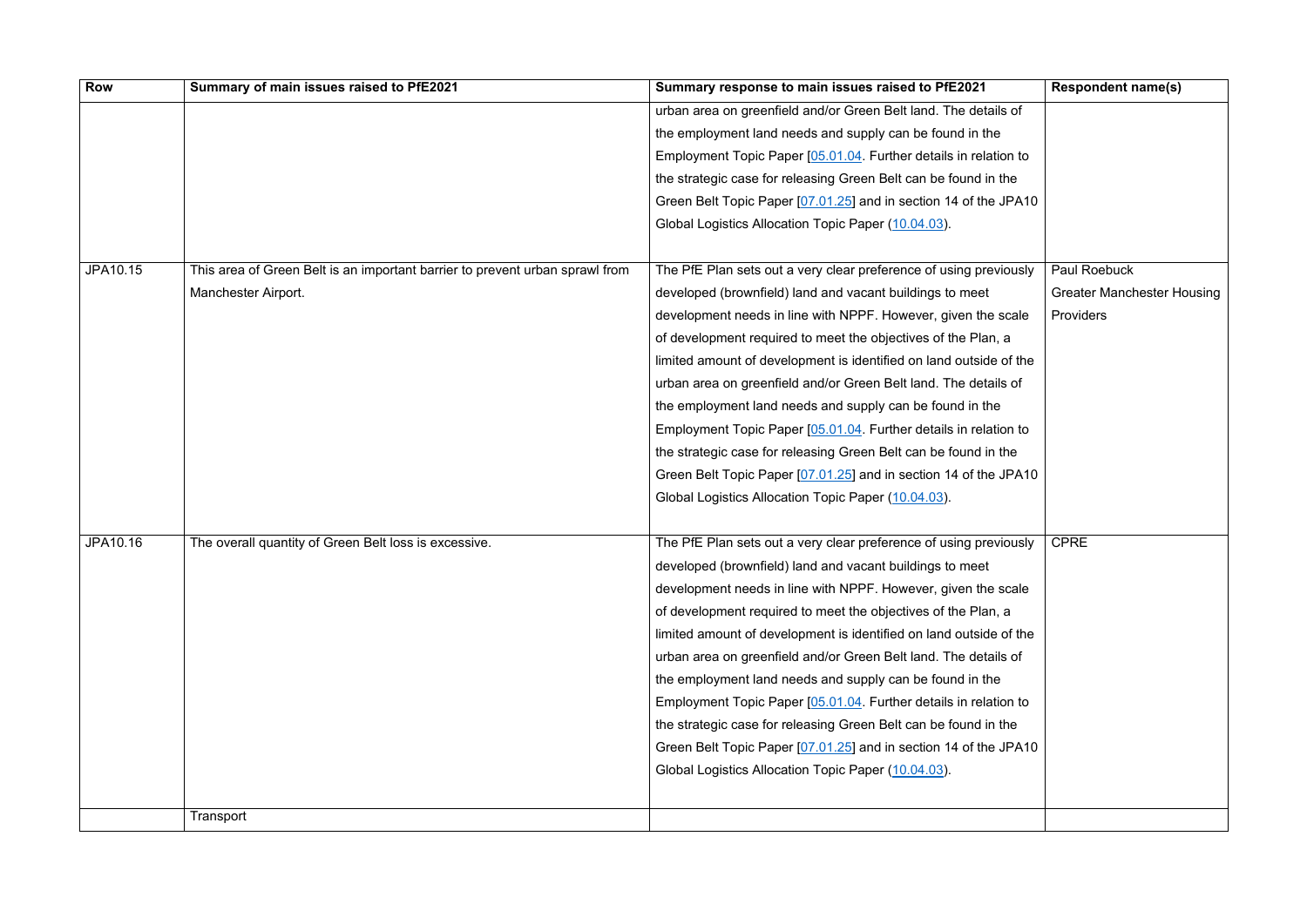| Row | Summary of main issues raised to PfE2021 | Summary response to main issues raised to PfE2021 | Respondent name(s) |
|---|---|---|---|
| | | urban area on greenfield and/or Green Belt land. The details of the employment land needs and supply can be found in the Employment Topic Paper [05.01.04. Further details in relation to the strategic case for releasing Green Belt can be found in the Green Belt Topic Paper [07.01.25] and in section 14 of the JPA10 Global Logistics Allocation Topic Paper (10.04.03). | |
| JPA10.15 | This area of Green Belt is an important barrier to prevent urban sprawl from Manchester Airport. | The PfE Plan sets out a very clear preference of using previously developed (brownfield) land and vacant buildings to meet development needs in line with NPPF. However, given the scale of development required to meet the objectives of the Plan, a limited amount of development is identified on land outside of the urban area on greenfield and/or Green Belt land. The details of the employment land needs and supply can be found in the Employment Topic Paper [05.01.04. Further details in relation to the strategic case for releasing Green Belt can be found in the Green Belt Topic Paper [07.01.25] and in section 14 of the JPA10 Global Logistics Allocation Topic Paper (10.04.03). | Paul Roebuck<br>Greater Manchester Housing Providers |
| JPA10.16 | The overall quantity of Green Belt loss is excessive. | The PfE Plan sets out a very clear preference of using previously developed (brownfield) land and vacant buildings to meet development needs in line with NPPF. However, given the scale of development required to meet the objectives of the Plan, a limited amount of development is identified on land outside of the urban area on greenfield and/or Green Belt land. The details of the employment land needs and supply can be found in the Employment Topic Paper [05.01.04. Further details in relation to the strategic case for releasing Green Belt can be found in the Green Belt Topic Paper [07.01.25] and in section 14 of the JPA10 Global Logistics Allocation Topic Paper (10.04.03). | CPRE |
| | Transport | | |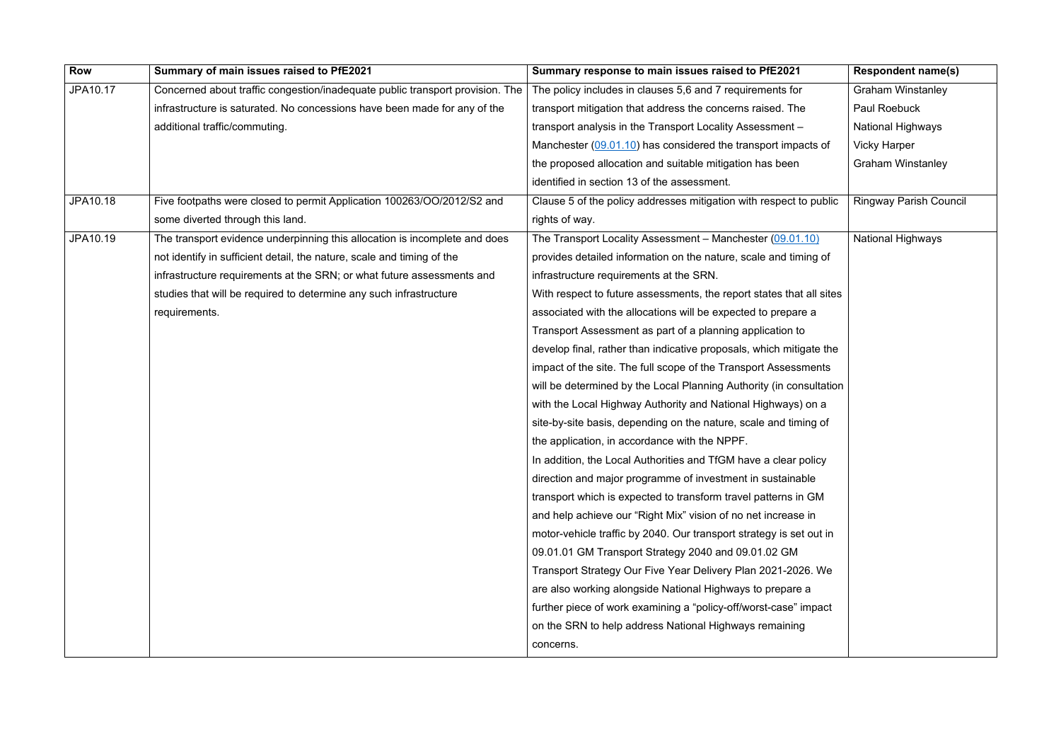| Row | Summary of main issues raised to PfE2021 | Summary response to main issues raised to PfE2021 | Respondent name(s) |
|---|---|---|---|
| JPA10.17 | Concerned about traffic congestion/inadequate public transport provision. The infrastructure is saturated. No concessions have been made for any of the additional traffic/commuting. | The policy includes in clauses 5,6 and 7 requirements for transport mitigation that address the concerns raised. The transport analysis in the Transport Locality Assessment – Manchester (09.01.10) has considered the transport impacts of the proposed allocation and suitable mitigation has been identified in section 13 of the assessment. | Graham Winstanley<br>Paul Roebuck<br>National Highways<br>Vicky Harper<br>Graham Winstanley |
| JPA10.18 | Five footpaths were closed to permit Application 100263/OO/2012/S2 and some diverted through this land. | Clause 5 of the policy addresses mitigation with respect to public rights of way. | Ringway Parish Council |
| JPA10.19 | The transport evidence underpinning this allocation is incomplete and does not identify in sufficient detail, the nature, scale and timing of the infrastructure requirements at the SRN; or what future assessments and studies that will be required to determine any such infrastructure requirements. | The Transport Locality Assessment – Manchester (09.01.10) provides detailed information on the nature, scale and timing of infrastructure requirements at the SRN.<br>With respect to future assessments, the report states that all sites associated with the allocations will be expected to prepare a Transport Assessment as part of a planning application to develop final, rather than indicative proposals, which mitigate the impact of the site. The full scope of the Transport Assessments will be determined by the Local Planning Authority (in consultation with the Local Highway Authority and National Highways) on a site-by-site basis, depending on the nature, scale and timing of the application, in accordance with the NPPF.<br>In addition, the Local Authorities and TfGM have a clear policy direction and major programme of investment in sustainable transport which is expected to transform travel patterns in GM and help achieve our "Right Mix" vision of no net increase in motor-vehicle traffic by 2040. Our transport strategy is set out in 09.01.01 GM Transport Strategy 2040 and 09.01.02 GM Transport Strategy Our Five Year Delivery Plan 2021-2026. We are also working alongside National Highways to prepare a further piece of work examining a "policy-off/worst-case" impact on the SRN to help address National Highways remaining concerns. | National Highways |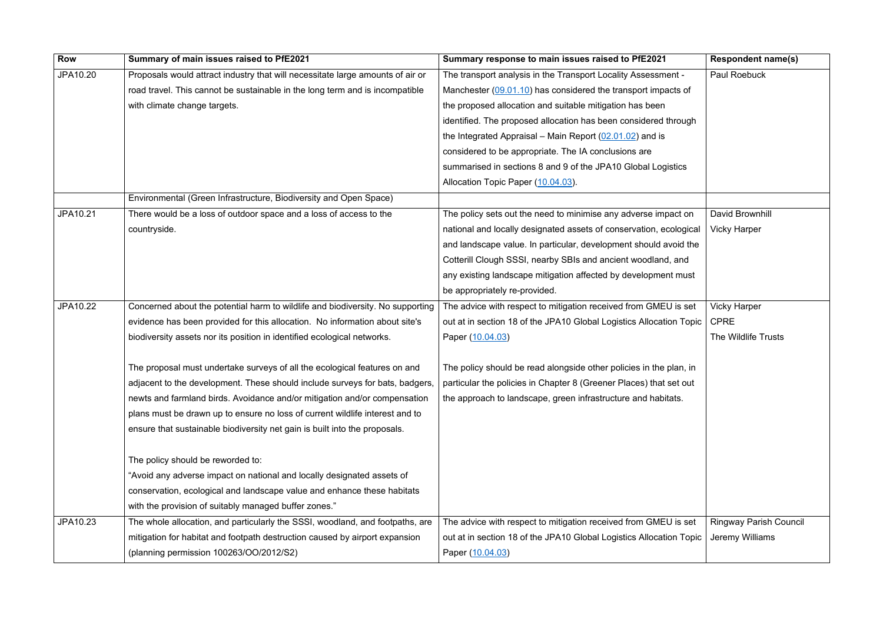| Row | Summary of main issues raised to PfE2021 | Summary response to main issues raised to PfE2021 | Respondent name(s) |
|---|---|---|---|
| JPA10.20 | Proposals would attract industry that will necessitate large amounts of air or road travel. This cannot be sustainable in the long term and is incompatible with climate change targets. | The transport analysis in the Transport Locality Assessment - Manchester (09.01.10) has considered the transport impacts of the proposed allocation and suitable mitigation has been identified. The proposed allocation has been considered through the Integrated Appraisal – Main Report (02.01.02) and is considered to be appropriate. The IA conclusions are summarised in sections 8 and 9 of the JPA10 Global Logistics Allocation Topic Paper (10.04.03). | Paul Roebuck |
| | Environmental (Green Infrastructure, Biodiversity and Open Space) | | |
| JPA10.21 | There would be a loss of outdoor space and a loss of access to the countryside. | The policy sets out the need to minimise any adverse impact on national and locally designated assets of conservation, ecological and landscape value. In particular, development should avoid the Cotterill Clough SSSI, nearby SBIs and ancient woodland, and any existing landscape mitigation affected by development must be appropriately re-provided. | David Brownhill<br>Vicky Harper |
| JPA10.22 | Concerned about the potential harm to wildlife and biodiversity. No supporting evidence has been provided for this allocation. No information about site's biodiversity assets nor its position in identified ecological networks.<br><br>The proposal must undertake surveys of all the ecological features on and adjacent to the development. These should include surveys for bats, badgers, newts and farmland birds. Avoidance and/or mitigation and/or compensation plans must be drawn up to ensure no loss of current wildlife interest and to ensure that sustainable biodiversity net gain is built into the proposals.<br><br>The policy should be reworded to:<br>"Avoid any adverse impact on national and locally designated assets of conservation, ecological and landscape value and enhance these habitats with the provision of suitably managed buffer zones." | The advice with respect to mitigation received from GMEU is set out at in section 18 of the JPA10 Global Logistics Allocation Topic Paper (10.04.03)<br><br>The policy should be read alongside other policies in the plan, in particular the policies in Chapter 8 (Greener Places) that set out the approach to landscape, green infrastructure and habitats. | Vicky Harper<br>CPRE<br>The Wildlife Trusts |
| JPA10.23 | The whole allocation, and particularly the SSSI, woodland, and footpaths, are mitigation for habitat and footpath destruction caused by airport expansion (planning permission 100263/OO/2012/S2) | The advice with respect to mitigation received from GMEU is set out at in section 18 of the JPA10 Global Logistics Allocation Topic Paper (10.04.03) | Ringway Parish Council<br>Jeremy Williams |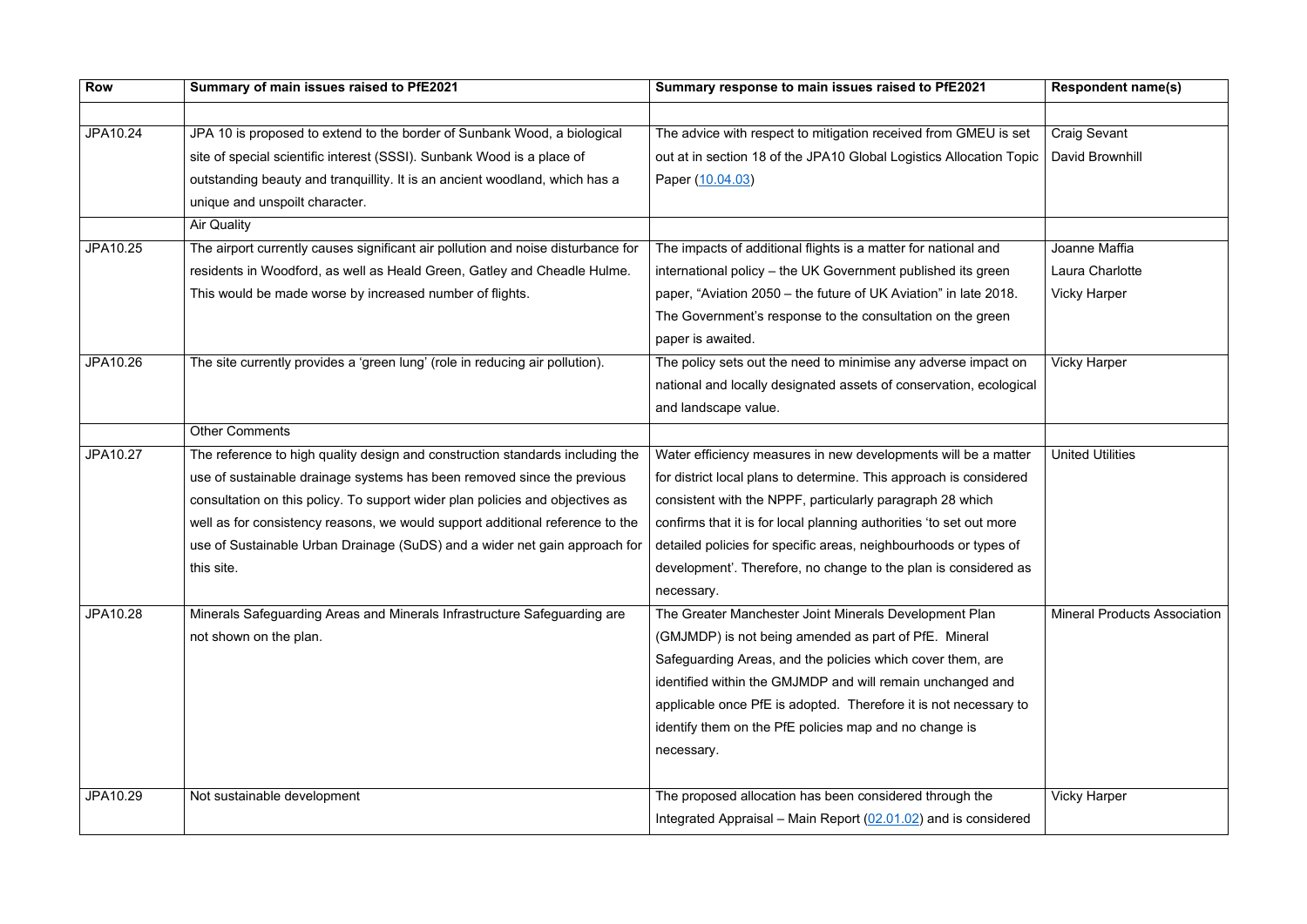| Row | Summary of main issues raised to PfE2021 | Summary response to main issues raised to PfE2021 | Respondent name(s) |
|---|---|---|---|
| | | | |
| JPA10.24 | JPA 10 is proposed to extend to the border of Sunbank Wood, a biological site of special scientific interest (SSSI). Sunbank Wood is a place of outstanding beauty and tranquillity. It is an ancient woodland, which has a unique and unspoilt character. | The advice with respect to mitigation received from GMEU is set out at in section 18 of the JPA10 Global Logistics Allocation Topic Paper (10.04.03) | Craig Sevant<br>David Brownhill |
| | Air Quality | | |
| JPA10.25 | The airport currently causes significant air pollution and noise disturbance for residents in Woodford, as well as Heald Green, Gatley and Cheadle Hulme. This would be made worse by increased number of flights. | The impacts of additional flights is a matter for national and international policy – the UK Government published its green paper, "Aviation 2050 – the future of UK Aviation" in late 2018. The Government's response to the consultation on the green paper is awaited. | Joanne Maffia<br>Laura Charlotte<br>Vicky Harper |
| JPA10.26 | The site currently provides a 'green lung' (role in reducing air pollution). | The policy sets out the need to minimise any adverse impact on national and locally designated assets of conservation, ecological and landscape value. | Vicky Harper |
| | Other Comments | | |
| JPA10.27 | The reference to high quality design and construction standards including the use of sustainable drainage systems has been removed since the previous consultation on this policy. To support wider plan policies and objectives as well as for consistency reasons, we would support additional reference to the use of Sustainable Urban Drainage (SuDS) and a wider net gain approach for this site. | Water efficiency measures in new developments will be a matter for district local plans to determine. This approach is considered consistent with the NPPF, particularly paragraph 28 which confirms that it is for local planning authorities 'to set out more detailed policies for specific areas, neighbourhoods or types of development'. Therefore, no change to the plan is considered as necessary. | United Utilities |
| JPA10.28 | Minerals Safeguarding Areas and Minerals Infrastructure Safeguarding are not shown on the plan. | The Greater Manchester Joint Minerals Development Plan (GMJMDP) is not being amended as part of PfE. Mineral Safeguarding Areas, and the policies which cover them, are identified within the GMJMDP and will remain unchanged and applicable once PfE is adopted. Therefore it is not necessary to identify them on the PfE policies map and no change is necessary. | Mineral Products Association |
| JPA10.29 | Not sustainable development | The proposed allocation has been considered through the Integrated Appraisal – Main Report (02.01.02) and is considered | Vicky Harper |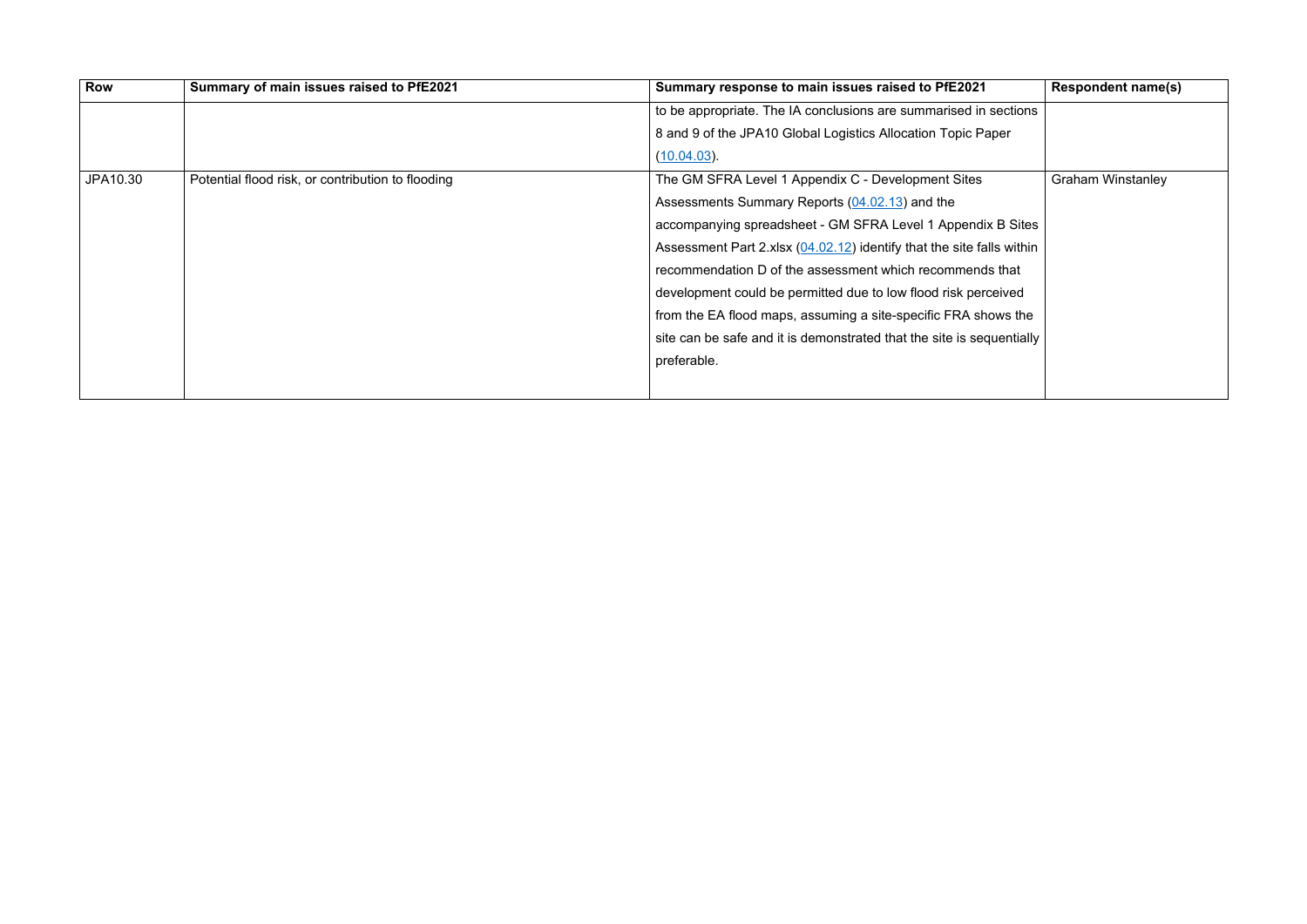| Row | Summary of main issues raised to PfE2021 | Summary response to main issues raised to PfE2021 | Respondent name(s) |
|---|---|---|---|
| | | to be appropriate. The IA conclusions are summarised in sections 8 and 9 of the JPA10 Global Logistics Allocation Topic Paper (10.04.03). | |
| JPA10.30 | Potential flood risk, or contribution to flooding | The GM SFRA Level 1 Appendix C - Development Sites Assessments Summary Reports (04.02.13) and the accompanying spreadsheet - GM SFRA Level 1 Appendix B Sites Assessment Part 2.xlsx (04.02.12) identify that the site falls within recommendation D of the assessment which recommends that development could be permitted due to low flood risk perceived from the EA flood maps, assuming a site-specific FRA shows the site can be safe and it is demonstrated that the site is sequentially preferable. | Graham Winstanley |